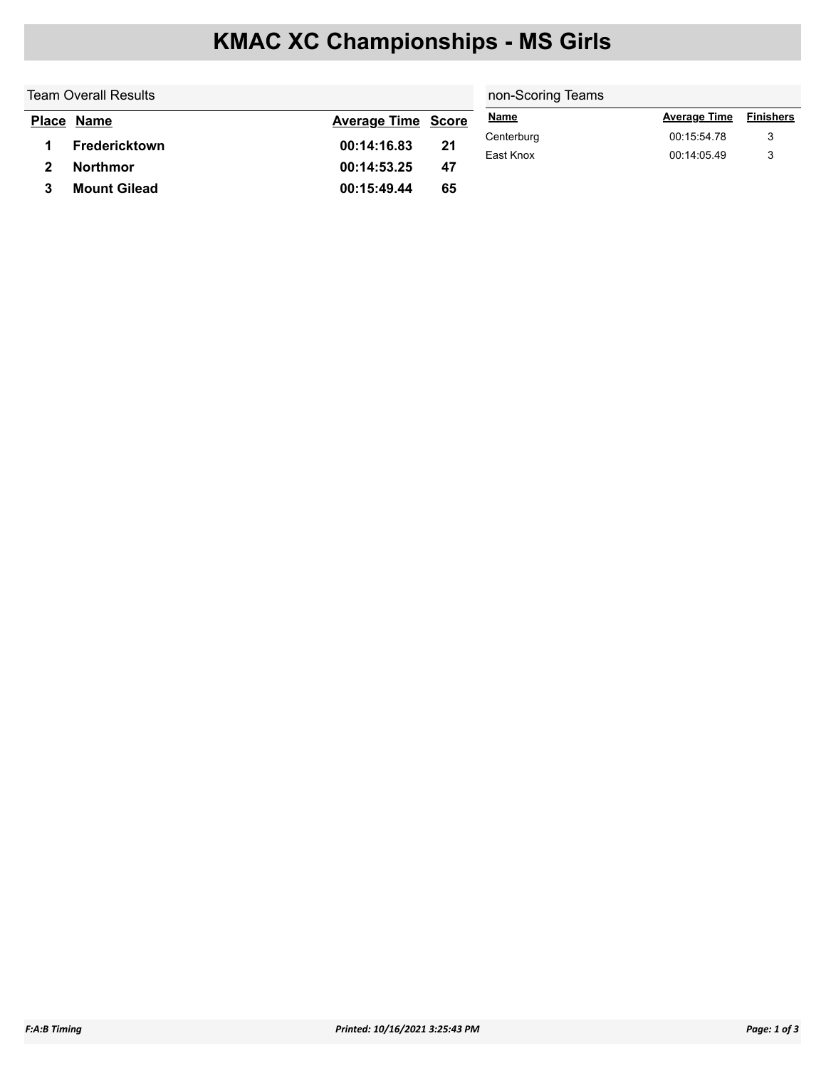# KMAC XC Championships - MS Girls

## Team Overall Results

| Place | Name | Average Time | Score |
|---|---|---|---|
| 1 | Fredericktown | 00:14:16.83 | 21 |
| 2 | Northmor | 00:14:53.25 | 47 |
| 3 | Mount Gilead | 00:15:49.44 | 65 |

## non-Scoring Teams

| Name | Average Time | Finishers |
|---|---|---|
| Centerburg | 00:15:54.78 | 3 |
| East Knox | 00:14:05.49 | 3 |

*F:A:B Timing* *Printed: 10/16/2021 3:25:43 PM*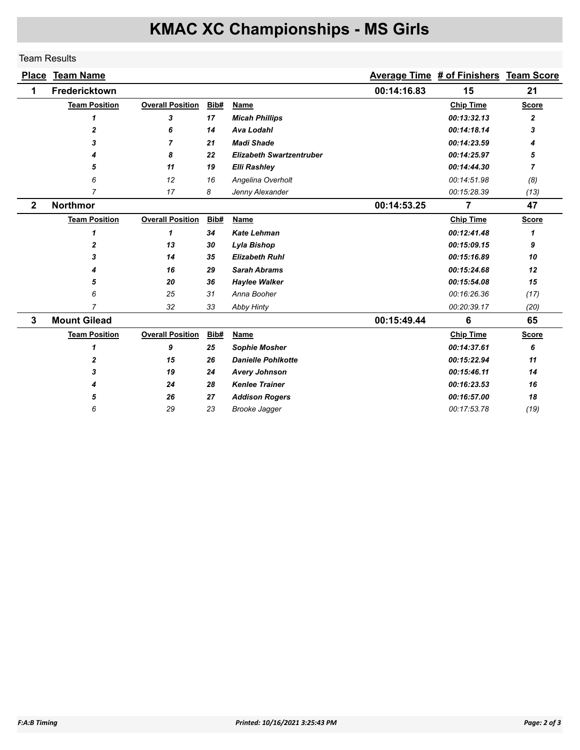# KMAC XC Championships - MS Girls

Team Results

| Place | Team Name | Average Time | # of Finishers | Team Score |
|---|---|---|---|---|
| 1 | Fredericktown | 00:14:16.83 | 15 | 21 |

| Team Position | Overall Position | Bib# | Name | Chip Time | Score |
|---|---|---|---|---|---|
| ***1*** | ***3*** | ***17*** | ***Micah Phillips*** | ***00:13:32.13*** | ***2*** |
| ***2*** | ***6*** | ***14*** | ***Ava Lodahl*** | ***00:14:18.14*** | ***3*** |
| ***3*** | ***7*** | ***21*** | ***Madi Shade*** | ***00:14:23.59*** | ***4*** |
| ***4*** | ***8*** | ***22*** | ***Elizabeth Swartzentruber*** | ***00:14:25.97*** | ***5*** |
| ***5*** | ***11*** | ***19*** | ***Elli Rashley*** | ***00:14:44.30*** | ***7*** |
| *6* | *12* | *16* | *Angelina Overholt* | *00:14:51.98* | *(8)* |
| *7* | *17* | *8* | *Jenny Alexander* | *00:15:28.39* | *(13)* |

| Place | Team Name | Average Time | # of Finishers | Team Score |
|---|---|---|---|---|
| 2 | Northmor | 00:14:53.25 | 7 | 47 |

| Team Position | Overall Position | Bib# | Name | Chip Time | Score |
|---|---|---|---|---|---|
| ***1*** | ***1*** | ***34*** | ***Kate Lehman*** | ***00:12:41.48*** | ***1*** |
| ***2*** | ***13*** | ***30*** | ***Lyla Bishop*** | ***00:15:09.15*** | ***9*** |
| ***3*** | ***14*** | ***35*** | ***Elizabeth Ruhl*** | ***00:15:16.89*** | ***10*** |
| ***4*** | ***16*** | ***29*** | ***Sarah Abrams*** | ***00:15:24.68*** | ***12*** |
| ***5*** | ***20*** | ***36*** | ***Haylee Walker*** | ***00:15:54.08*** | ***15*** |
| *6* | *25* | *31* | *Anna Booher* | *00:16:26.36* | *(17)* |
| *7* | *32* | *33* | *Abby Hinty* | *00:20:39.17* | *(20)* |

| Place | Team Name | Average Time | # of Finishers | Team Score |
|---|---|---|---|---|
| 3 | Mount Gilead | 00:15:49.44 | 6 | 65 |

| Team Position | Overall Position | Bib# | Name | Chip Time | Score |
|---|---|---|---|---|---|
| ***1*** | ***9*** | ***25*** | ***Sophie Mosher*** | ***00:14:37.61*** | ***6*** |
| ***2*** | ***15*** | ***26*** | ***Danielle Pohlkotte*** | ***00:15:22.94*** | ***11*** |
| ***3*** | ***19*** | ***24*** | ***Avery Johnson*** | ***00:15:46.11*** | ***14*** |
| ***4*** | ***24*** | ***28*** | ***Kenlee Trainer*** | ***00:16:23.53*** | ***16*** |
| ***5*** | ***26*** | ***27*** | ***Addison Rogers*** | ***00:16:57.00*** | ***18*** |
| *6* | *29* | *23* | *Brooke Jagger* | *00:17:53.78* | *(19)* |

*F:A:B Timing* *Printed: 10/16/2021 3:25:43 PM*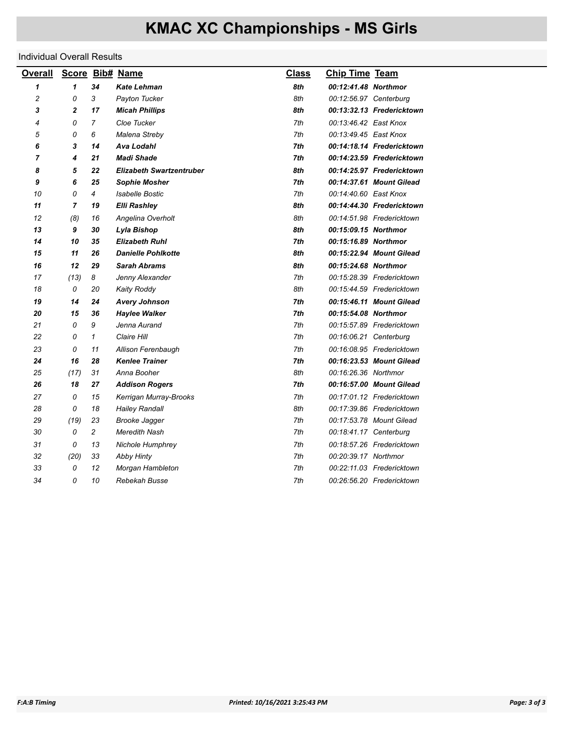# KMAC XC Championships - MS Girls

Individual Overall Results

| Overall | Score | Bib# | Name | Class | Chip Time | Team |
|---|---|---|---|---|---|---|
| **1** | **1** | **34** | **Kate Lehman** | **8th** | **00:12:41.48** | **Northmor** |
| 2 | 0 | 3 | Payton Tucker | 8th | 00:12:56.97 | Centerburg |
| **3** | **2** | **17** | **Micah Phillips** | **8th** | **00:13:32.13** | **Fredericktown** |
| 4 | 0 | 7 | Cloe Tucker | 7th | 00:13:46.42 | East Knox |
| 5 | 0 | 6 | Malena Streby | 7th | 00:13:49.45 | East Knox |
| **6** | **3** | **14** | **Ava Lodahl** | **7th** | **00:14:18.14** | **Fredericktown** |
| **7** | **4** | **21** | **Madi Shade** | **7th** | **00:14:23.59** | **Fredericktown** |
| **8** | **5** | **22** | **Elizabeth Swartzentruber** | **8th** | **00:14:25.97** | **Fredericktown** |
| **9** | **6** | **25** | **Sophie Mosher** | **7th** | **00:14:37.61** | **Mount Gilead** |
| 10 | 0 | 4 | Isabelle Bostic | 7th | 00:14:40.60 | East Knox |
| **11** | **7** | **19** | **Elli Rashley** | **8th** | **00:14:44.30** | **Fredericktown** |
| 12 | (8) | 16 | Angelina Overholt | 8th | 00:14:51.98 | Fredericktown |
| **13** | **9** | **30** | **Lyla Bishop** | **8th** | **00:15:09.15** | **Northmor** |
| **14** | **10** | **35** | **Elizabeth Ruhl** | **7th** | **00:15:16.89** | **Northmor** |
| **15** | **11** | **26** | **Danielle Pohlkotte** | **8th** | **00:15:22.94** | **Mount Gilead** |
| **16** | **12** | **29** | **Sarah Abrams** | **8th** | **00:15:24.68** | **Northmor** |
| 17 | (13) | 8 | Jenny Alexander | 7th | 00:15:28.39 | Fredericktown |
| 18 | 0 | 20 | Kaity Roddy | 8th | 00:15:44.59 | Fredericktown |
| **19** | **14** | **24** | **Avery Johnson** | **7th** | **00:15:46.11** | **Mount Gilead** |
| **20** | **15** | **36** | **Haylee Walker** | **7th** | **00:15:54.08** | **Northmor** |
| 21 | 0 | 9 | Jenna Aurand | 7th | 00:15:57.89 | Fredericktown |
| 22 | 0 | 1 | Claire Hill | 7th | 00:16:06.21 | Centerburg |
| 23 | 0 | 11 | Allison Ferenbaugh | 7th | 00:16:08.95 | Fredericktown |
| **24** | **16** | **28** | **Kenlee Trainer** | **7th** | **00:16:23.53** | **Mount Gilead** |
| 25 | (17) | 31 | Anna Booher | 8th | 00:16:26.36 | Northmor |
| **26** | **18** | **27** | **Addison Rogers** | **7th** | **00:16:57.00** | **Mount Gilead** |
| 27 | 0 | 15 | Kerrigan Murray-Brooks | 7th | 00:17:01.12 | Fredericktown |
| 28 | 0 | 18 | Hailey Randall | 8th | 00:17:39.86 | Fredericktown |
| 29 | (19) | 23 | Brooke Jagger | 7th | 00:17:53.78 | Mount Gilead |
| 30 | 0 | 2 | Meredith Nash | 7th | 00:18:41.17 | Centerburg |
| 31 | 0 | 13 | Nichole Humphrey | 7th | 00:18:57.26 | Fredericktown |
| 32 | (20) | 33 | Abby Hinty | 7th | 00:20:39.17 | Northmor |
| 33 | 0 | 12 | Morgan Hambleton | 7th | 00:22:11.03 | Fredericktown |
| 34 | 0 | 10 | Rebekah Busse | 7th | 00:26:56.20 | Fredericktown |

F:A:B Timing — Printed: 10/16/2021 3:25:43 PM